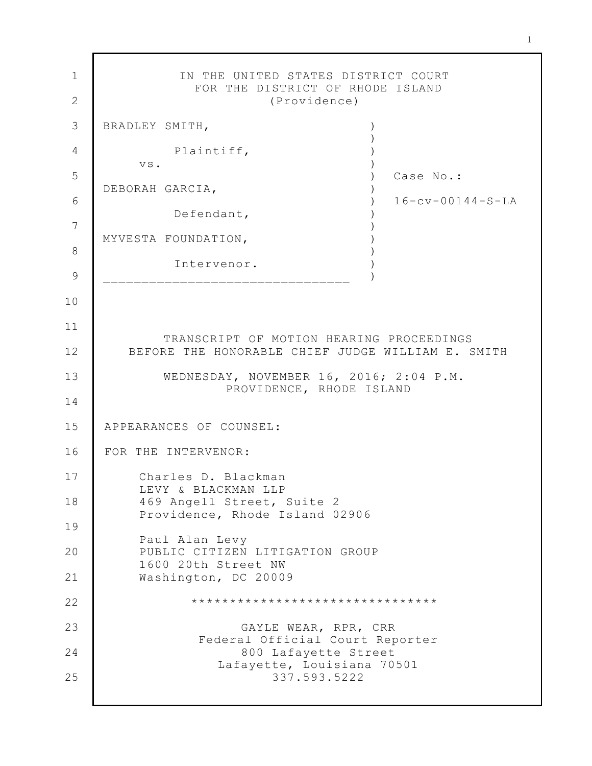IN THE UNITED STATES DISTRICT COURT
FOR THE DISTRICT OF RHODE ISLAND
(Providence)

BRADLEY SMITH,
Plaintiff,
vs.
DEBORAH GARCIA,
Defendant,
MYVESTA FOUNDATION,
Intervenor.

Case No.: 16-cv-00144-S-LA

TRANSCRIPT OF MOTION HEARING PROCEEDINGS
BEFORE THE HONORABLE CHIEF JUDGE WILLIAM E. SMITH

WEDNESDAY, NOVEMBER 16, 2016; 2:04 P.M.
PROVIDENCE, RHODE ISLAND

APPEARANCES OF COUNSEL:

FOR THE INTERVENOR:

Charles D. Blackman
LEVY & BLACKMAN LLP
469 Angell Street, Suite 2
Providence, Rhode Island 02906

Paul Alan Levy
PUBLIC CITIZEN LITIGATION GROUP
1600 20th Street NW
Washington, DC 20009

********************************

GAYLE WEAR, RPR, CRR
Federal Official Court Reporter
800 Lafayette Street
Lafayette, Louisiana 70501
337.593.5222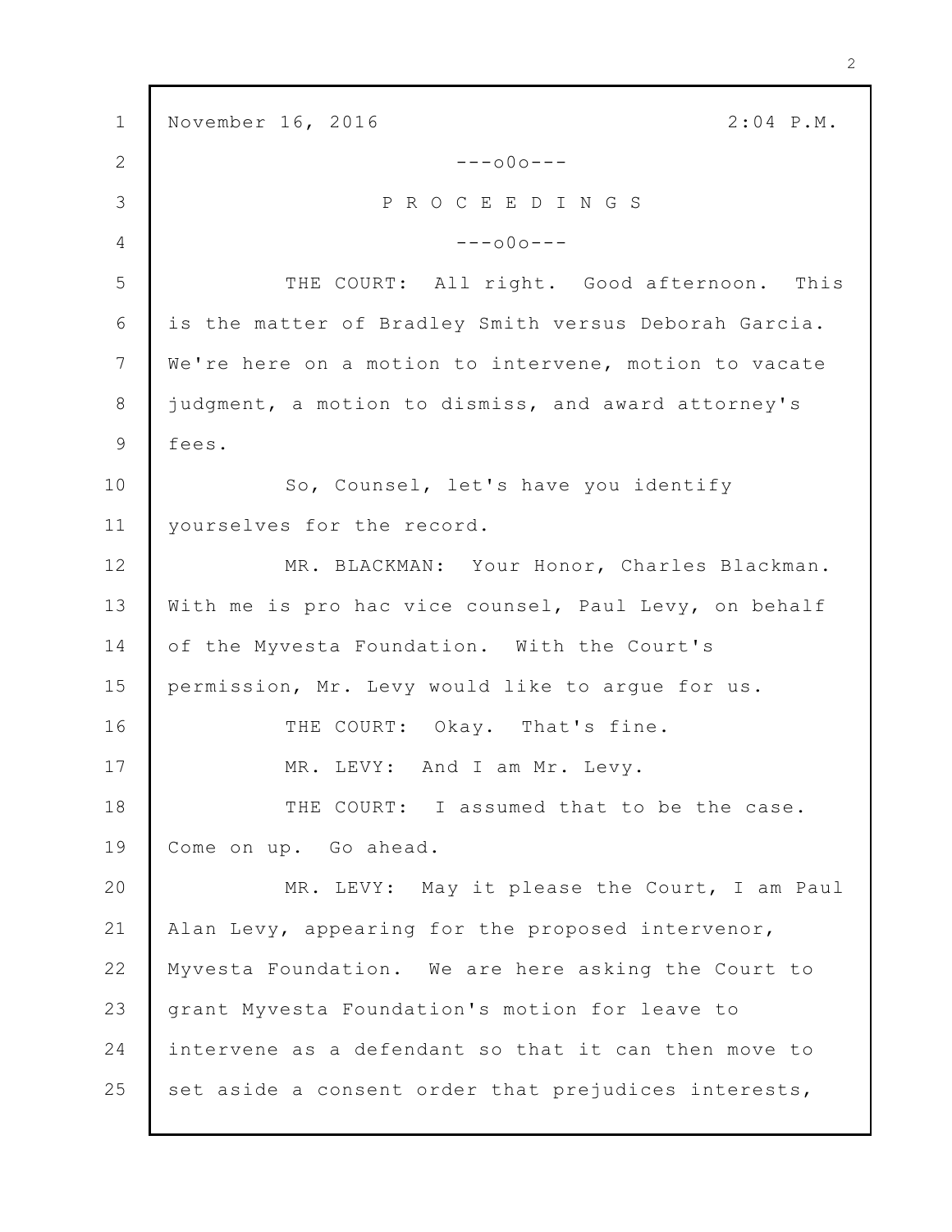November 16, 2016 2:04 P.M.

---o0o---

P R O C E E D I N G S

---o0o---

THE COURT: All right. Good afternoon. This is the matter of Bradley Smith versus Deborah Garcia. We're here on a motion to intervene, motion to vacate judgment, a motion to dismiss, and award attorney's fees.

So, Counsel, let's have you identify yourselves for the record.

MR. BLACKMAN: Your Honor, Charles Blackman. With me is pro hac vice counsel, Paul Levy, on behalf of the Myvesta Foundation. With the Court's permission, Mr. Levy would like to argue for us.

THE COURT: Okay. That's fine.

MR. LEVY: And I am Mr. Levy.

THE COURT: I assumed that to be the case. Come on up. Go ahead.

MR. LEVY: May it please the Court, I am Paul Alan Levy, appearing for the proposed intervenor, Myvesta Foundation. We are here asking the Court to grant Myvesta Foundation's motion for leave to intervene as a defendant so that it can then move to set aside a consent order that prejudices interests,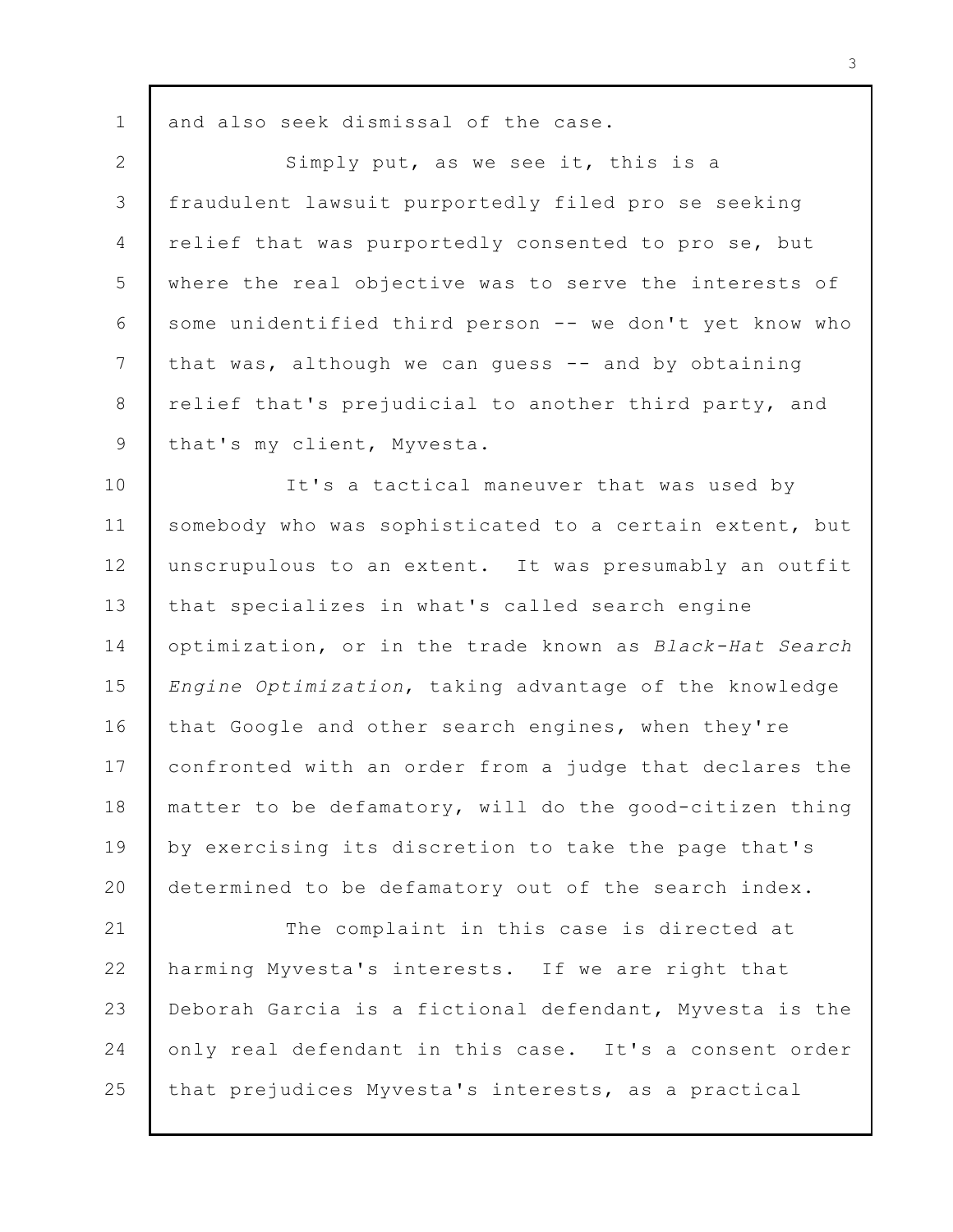and also seek dismissal of the case.

Simply put, as we see it, this is a fraudulent lawsuit purportedly filed pro se seeking relief that was purportedly consented to pro se, but where the real objective was to serve the interests of some unidentified third person -- we don't yet know who that was, although we can guess -- and by obtaining relief that's prejudicial to another third party, and that's my client, Myvesta.

It's a tactical maneuver that was used by somebody who was sophisticated to a certain extent, but unscrupulous to an extent. It was presumably an outfit that specializes in what's called search engine optimization, or in the trade known as *Black-Hat Search Engine Optimization*, taking advantage of the knowledge that Google and other search engines, when they're confronted with an order from a judge that declares the matter to be defamatory, will do the good-citizen thing by exercising its discretion to take the page that's determined to be defamatory out of the search index.

The complaint in this case is directed at harming Myvesta's interests. If we are right that Deborah Garcia is a fictional defendant, Myvesta is the only real defendant in this case. It's a consent order that prejudices Myvesta's interests, as a practical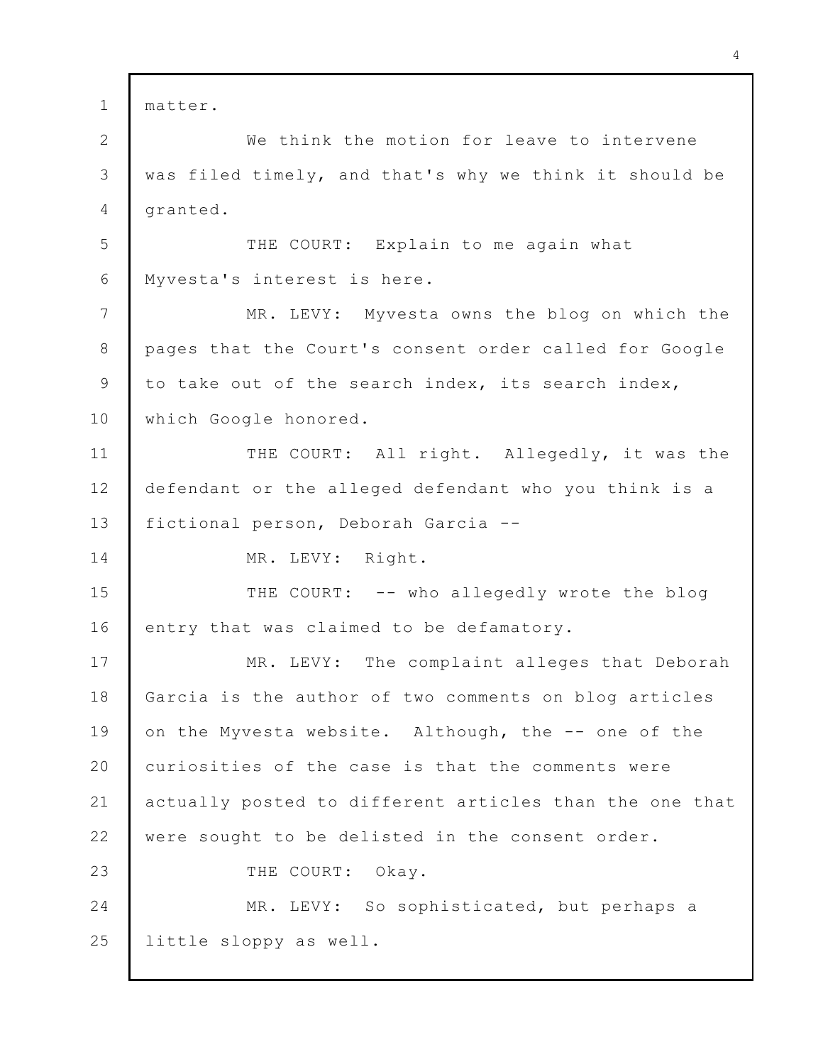matter.

We think the motion for leave to intervene was filed timely, and that's why we think it should be granted.

THE COURT: Explain to me again what Myvesta's interest is here.

MR. LEVY: Myvesta owns the blog on which the pages that the Court's consent order called for Google to take out of the search index, its search index, which Google honored.

THE COURT: All right. Allegedly, it was the defendant or the alleged defendant who you think is a fictional person, Deborah Garcia --

MR. LEVY: Right.

THE COURT: -- who allegedly wrote the blog entry that was claimed to be defamatory.

MR. LEVY: The complaint alleges that Deborah Garcia is the author of two comments on blog articles on the Myvesta website. Although, the -- one of the curiosities of the case is that the comments were actually posted to different articles than the one that were sought to be delisted in the consent order.

THE COURT: Okay.

MR. LEVY: So sophisticated, but perhaps a little sloppy as well.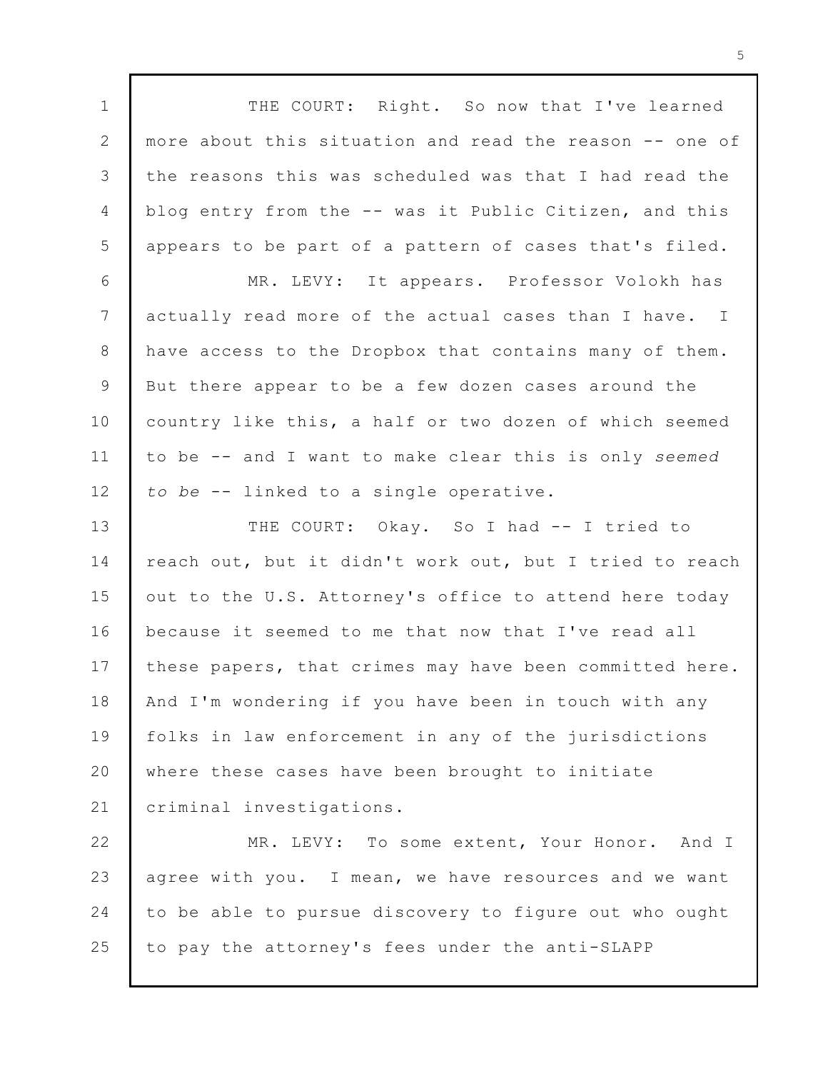THE COURT: Right. So now that I've learned more about this situation and read the reason -- one of the reasons this was scheduled was that I had read the blog entry from the -- was it Public Citizen, and this appears to be part of a pattern of cases that's filed.

MR. LEVY: It appears. Professor Volokh has actually read more of the actual cases than I have. I have access to the Dropbox that contains many of them. But there appear to be a few dozen cases around the country like this, a half or two dozen of which seemed to be -- and I want to make clear this is only *seemed to be* -- linked to a single operative.

THE COURT: Okay. So I had -- I tried to reach out, but it didn't work out, but I tried to reach out to the U.S. Attorney's office to attend here today because it seemed to me that now that I've read all these papers, that crimes may have been committed here. And I'm wondering if you have been in touch with any folks in law enforcement in any of the jurisdictions where these cases have been brought to initiate criminal investigations.

MR. LEVY: To some extent, Your Honor. And I agree with you. I mean, we have resources and we want to be able to pursue discovery to figure out who ought to pay the attorney's fees under the anti-SLAPP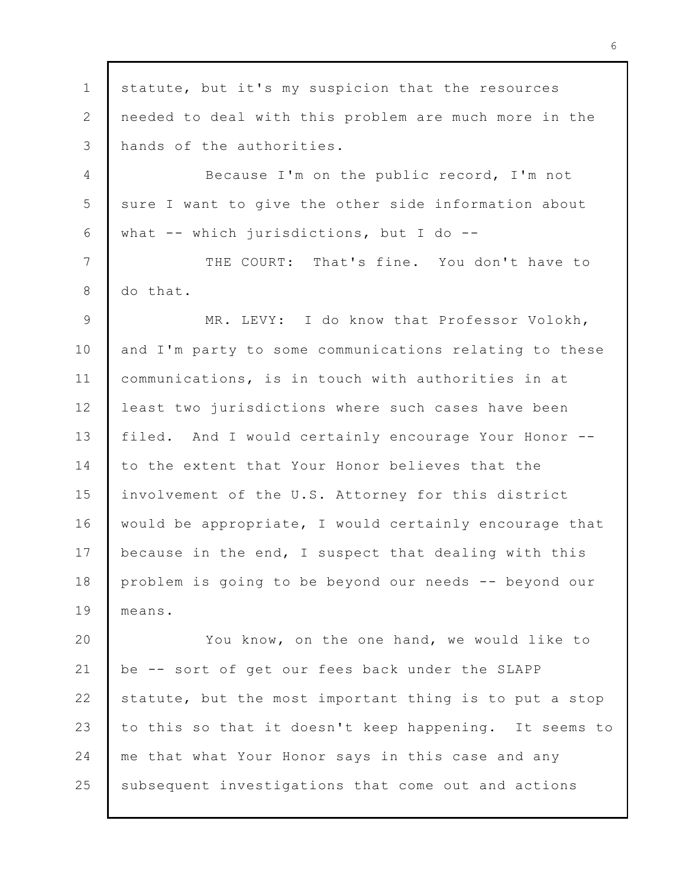statute, but it's my suspicion that the resources needed to deal with this problem are much more in the hands of the authorities.

Because I'm on the public record, I'm not sure I want to give the other side information about what -- which jurisdictions, but I do --

THE COURT: That's fine. You don't have to do that.

MR. LEVY: I do know that Professor Volokh, and I'm party to some communications relating to these communications, is in touch with authorities in at least two jurisdictions where such cases have been filed. And I would certainly encourage Your Honor -- to the extent that Your Honor believes that the involvement of the U.S. Attorney for this district would be appropriate, I would certainly encourage that because in the end, I suspect that dealing with this problem is going to be beyond our needs -- beyond our means.

You know, on the one hand, we would like to be -- sort of get our fees back under the SLAPP statute, but the most important thing is to put a stop to this so that it doesn't keep happening. It seems to me that what Your Honor says in this case and any subsequent investigations that come out and actions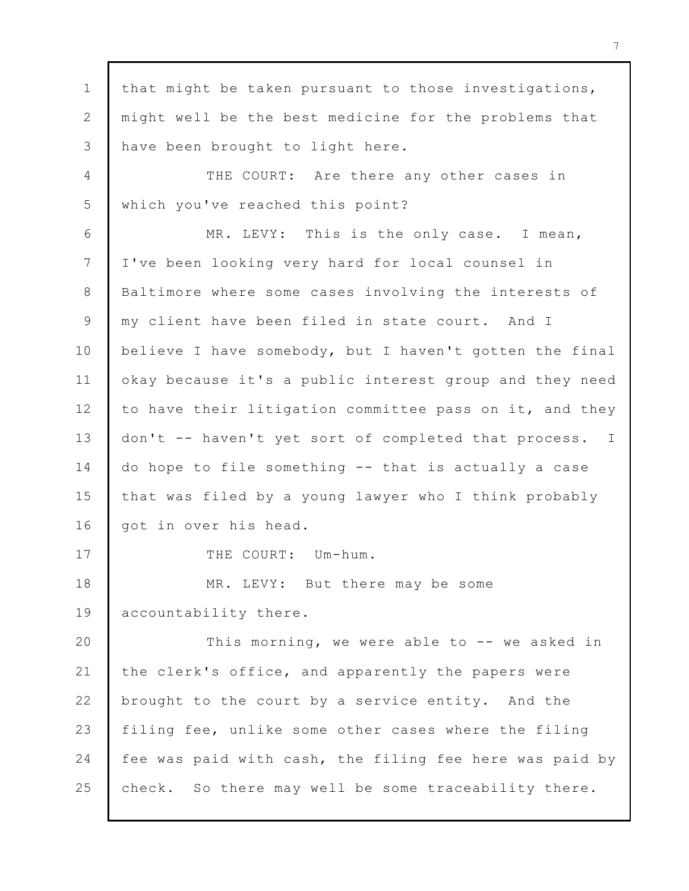that might be taken pursuant to those investigations, might well be the best medicine for the problems that have been brought to light here.

THE COURT: Are there any other cases in which you've reached this point?

MR. LEVY: This is the only case. I mean, I've been looking very hard for local counsel in Baltimore where some cases involving the interests of my client have been filed in state court. And I believe I have somebody, but I haven't gotten the final okay because it's a public interest group and they need to have their litigation committee pass on it, and they don't -- haven't yet sort of completed that process. I do hope to file something -- that is actually a case that was filed by a young lawyer who I think probably got in over his head.

THE COURT: Um-hum.

MR. LEVY: But there may be some accountability there.

This morning, we were able to -- we asked in the clerk's office, and apparently the papers were brought to the court by a service entity. And the filing fee, unlike some other cases where the filing fee was paid with cash, the filing fee here was paid by check. So there may well be some traceability there.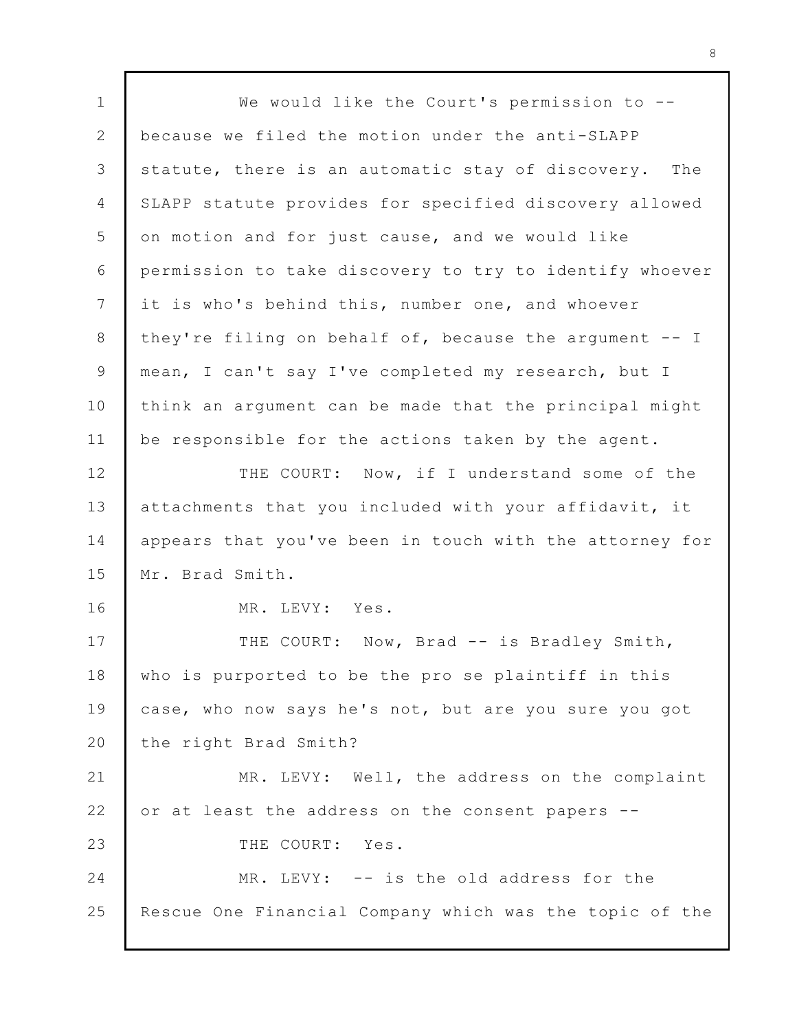We would like the Court's permission to -- because we filed the motion under the anti-SLAPP statute, there is an automatic stay of discovery. The SLAPP statute provides for specified discovery allowed on motion and for just cause, and we would like permission to take discovery to try to identify whoever it is who's behind this, number one, and whoever they're filing on behalf of, because the argument -- I mean, I can't say I've completed my research, but I think an argument can be made that the principal might be responsible for the actions taken by the agent.

THE COURT: Now, if I understand some of the attachments that you included with your affidavit, it appears that you've been in touch with the attorney for Mr. Brad Smith.

MR. LEVY: Yes.

THE COURT: Now, Brad -- is Bradley Smith, who is purported to be the pro se plaintiff in this case, who now says he's not, but are you sure you got the right Brad Smith?

MR. LEVY: Well, the address on the complaint or at least the address on the consent papers --

THE COURT: Yes.

MR. LEVY: -- is the old address for the Rescue One Financial Company which was the topic of the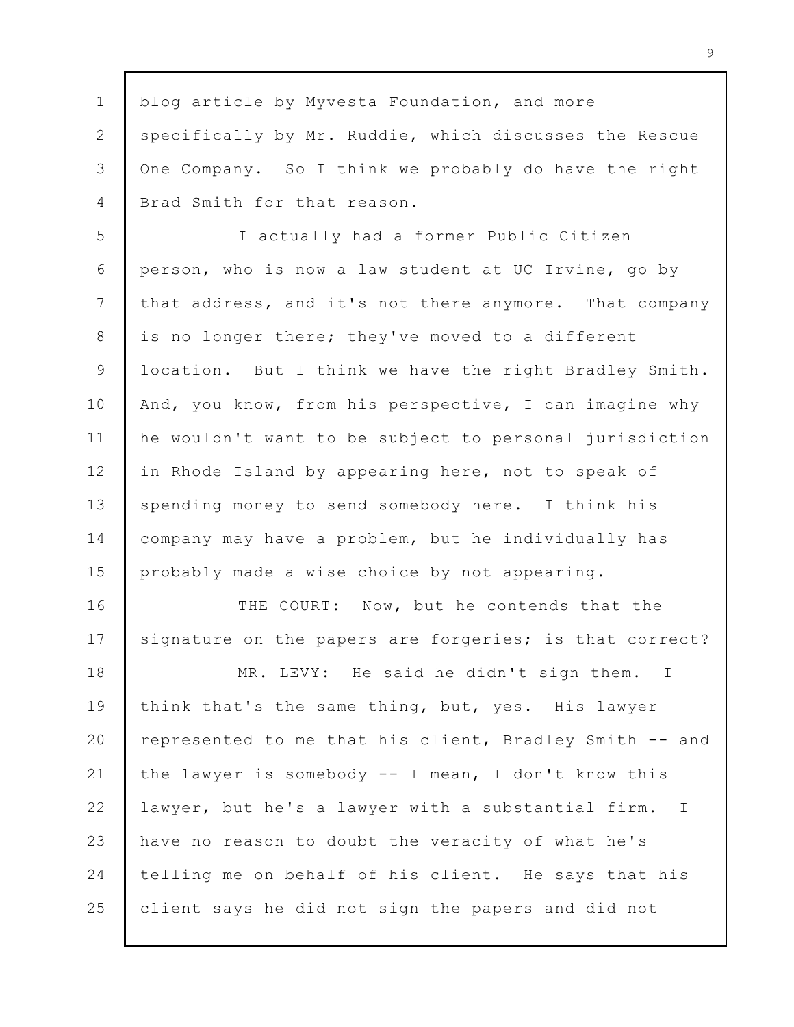blog article by Myvesta Foundation, and more specifically by Mr. Ruddie, which discusses the Rescue One Company. So I think we probably do have the right Brad Smith for that reason.

I actually had a former Public Citizen person, who is now a law student at UC Irvine, go by that address, and it's not there anymore. That company is no longer there; they've moved to a different location. But I think we have the right Bradley Smith. And, you know, from his perspective, I can imagine why he wouldn't want to be subject to personal jurisdiction in Rhode Island by appearing here, not to speak of spending money to send somebody here. I think his company may have a problem, but he individually has probably made a wise choice by not appearing.

THE COURT: Now, but he contends that the signature on the papers are forgeries; is that correct?

MR. LEVY: He said he didn't sign them. I think that's the same thing, but, yes. His lawyer represented to me that his client, Bradley Smith -- and the lawyer is somebody -- I mean, I don't know this lawyer, but he's a lawyer with a substantial firm. I have no reason to doubt the veracity of what he's telling me on behalf of his client. He says that his client says he did not sign the papers and did not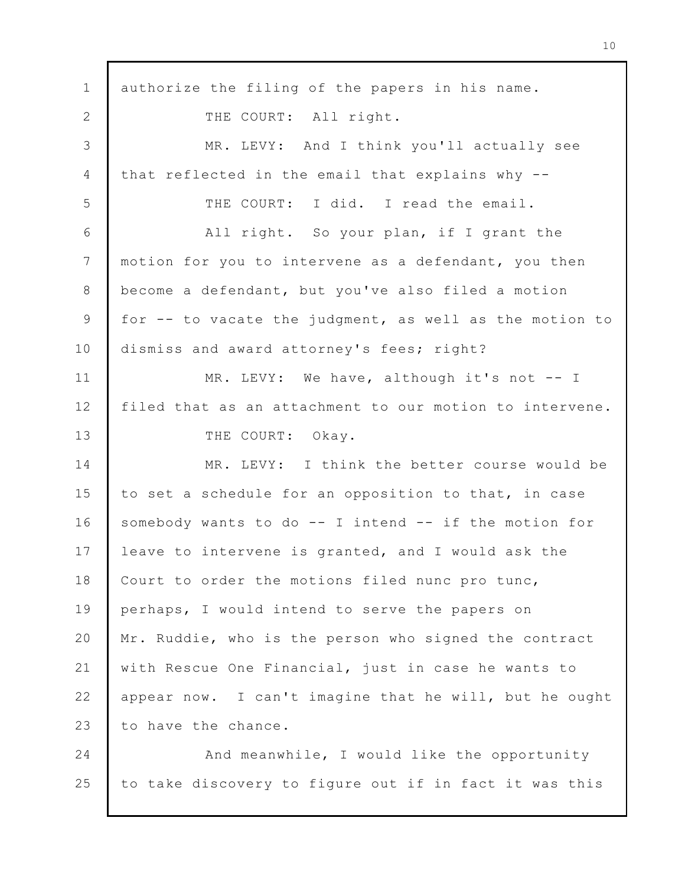authorize the filing of the papers in his name.

THE COURT: All right.

MR. LEVY: And I think you'll actually see that reflected in the email that explains why --

THE COURT: I did. I read the email.

All right. So your plan, if I grant the motion for you to intervene as a defendant, you then become a defendant, but you've also filed a motion for -- to vacate the judgment, as well as the motion to dismiss and award attorney's fees; right?

MR. LEVY: We have, although it's not -- I filed that as an attachment to our motion to intervene.

THE COURT: Okay.

MR. LEVY: I think the better course would be to set a schedule for an opposition to that, in case somebody wants to do -- I intend -- if the motion for leave to intervene is granted, and I would ask the Court to order the motions filed nunc pro tunc, perhaps, I would intend to serve the papers on Mr. Ruddie, who is the person who signed the contract with Rescue One Financial, just in case he wants to appear now. I can't imagine that he will, but he ought to have the chance.

And meanwhile, I would like the opportunity to take discovery to figure out if in fact it was this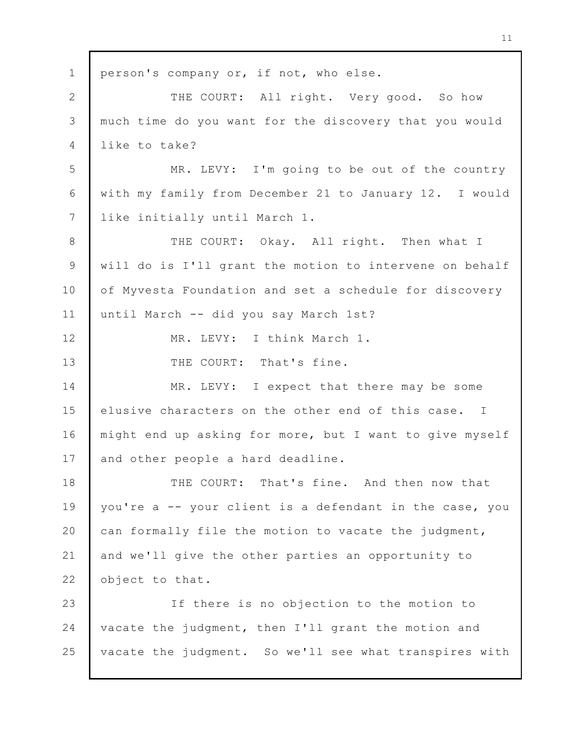1 person's company or, if not, who else.

2 THE COURT: All right. Very good. So how
3 much time do you want for the discovery that you would
4 like to take?

5 MR. LEVY: I'm going to be out of the country
6 with my family from December 21 to January 12. I would
7 like initially until March 1.

8 THE COURT: Okay. All right. Then what I
9 will do is I'll grant the motion to intervene on behalf
10 of Myvesta Foundation and set a schedule for discovery
11 until March -- did you say March 1st?

12 MR. LEVY: I think March 1.

13 THE COURT: That's fine.

14 MR. LEVY: I expect that there may be some
15 elusive characters on the other end of this case. I
16 might end up asking for more, but I want to give myself
17 and other people a hard deadline.

18 THE COURT: That's fine. And then now that
19 you're a -- your client is a defendant in the case, you
20 can formally file the motion to vacate the judgment,
21 and we'll give the other parties an opportunity to
22 object to that.

23 If there is no objection to the motion to
24 vacate the judgment, then I'll grant the motion and
25 vacate the judgment. So we'll see what transpires with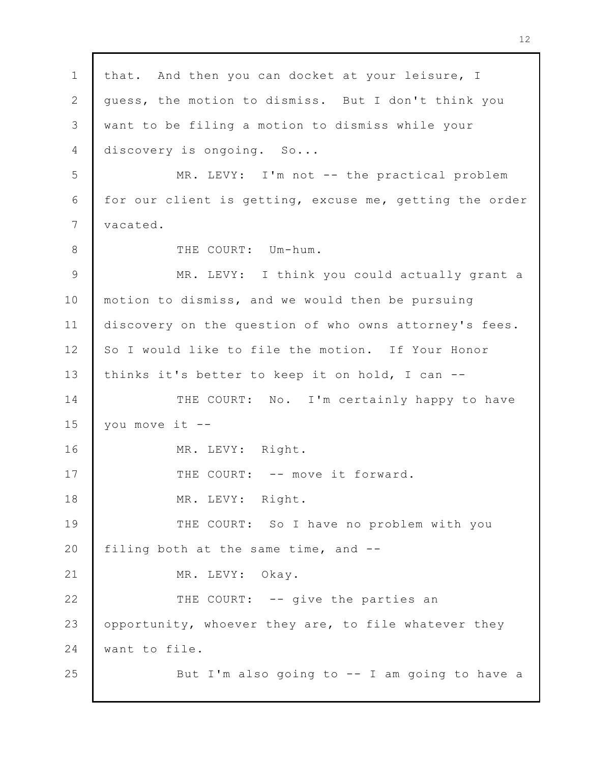that. And then you can docket at your leisure, I guess, the motion to dismiss. But I don't think you want to be filing a motion to dismiss while your discovery is ongoing. So...

MR. LEVY: I'm not -- the practical problem for our client is getting, excuse me, getting the order vacated.

THE COURT: Um-hum.

MR. LEVY: I think you could actually grant a motion to dismiss, and we would then be pursuing discovery on the question of who owns attorney's fees. So I would like to file the motion. If Your Honor thinks it's better to keep it on hold, I can --

THE COURT: No. I'm certainly happy to have you move it --

MR. LEVY: Right.

THE COURT: -- move it forward.

MR. LEVY: Right.

THE COURT: So I have no problem with you filing both at the same time, and --

MR. LEVY: Okay.

THE COURT: -- give the parties an opportunity, whoever they are, to file whatever they want to file.

But I'm also going to -- I am going to have a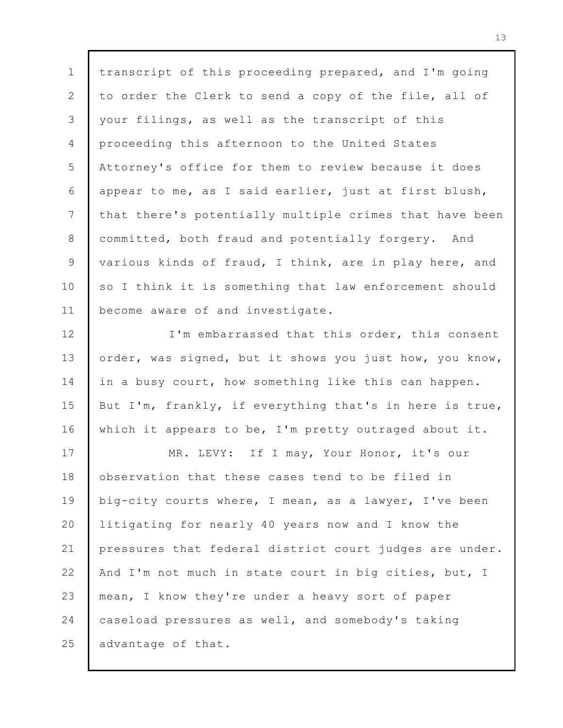transcript of this proceeding prepared, and I'm going to order the Clerk to send a copy of the file, all of your filings, as well as the transcript of this proceeding this afternoon to the United States Attorney's office for them to review because it does appear to me, as I said earlier, just at first blush, that there's potentially multiple crimes that have been committed, both fraud and potentially forgery. And various kinds of fraud, I think, are in play here, and so I think it is something that law enforcement should become aware of and investigate.

I'm embarrassed that this order, this consent order, was signed, but it shows you just how, you know, in a busy court, how something like this can happen. But I'm, frankly, if everything that's in here is true, which it appears to be, I'm pretty outraged about it.

MR. LEVY: If I may, Your Honor, it's our observation that these cases tend to be filed in big-city courts where, I mean, as a lawyer, I've been litigating for nearly 40 years now and I know the pressures that federal district court judges are under. And I'm not much in state court in big cities, but, I mean, I know they're under a heavy sort of paper caseload pressures as well, and somebody's taking advantage of that.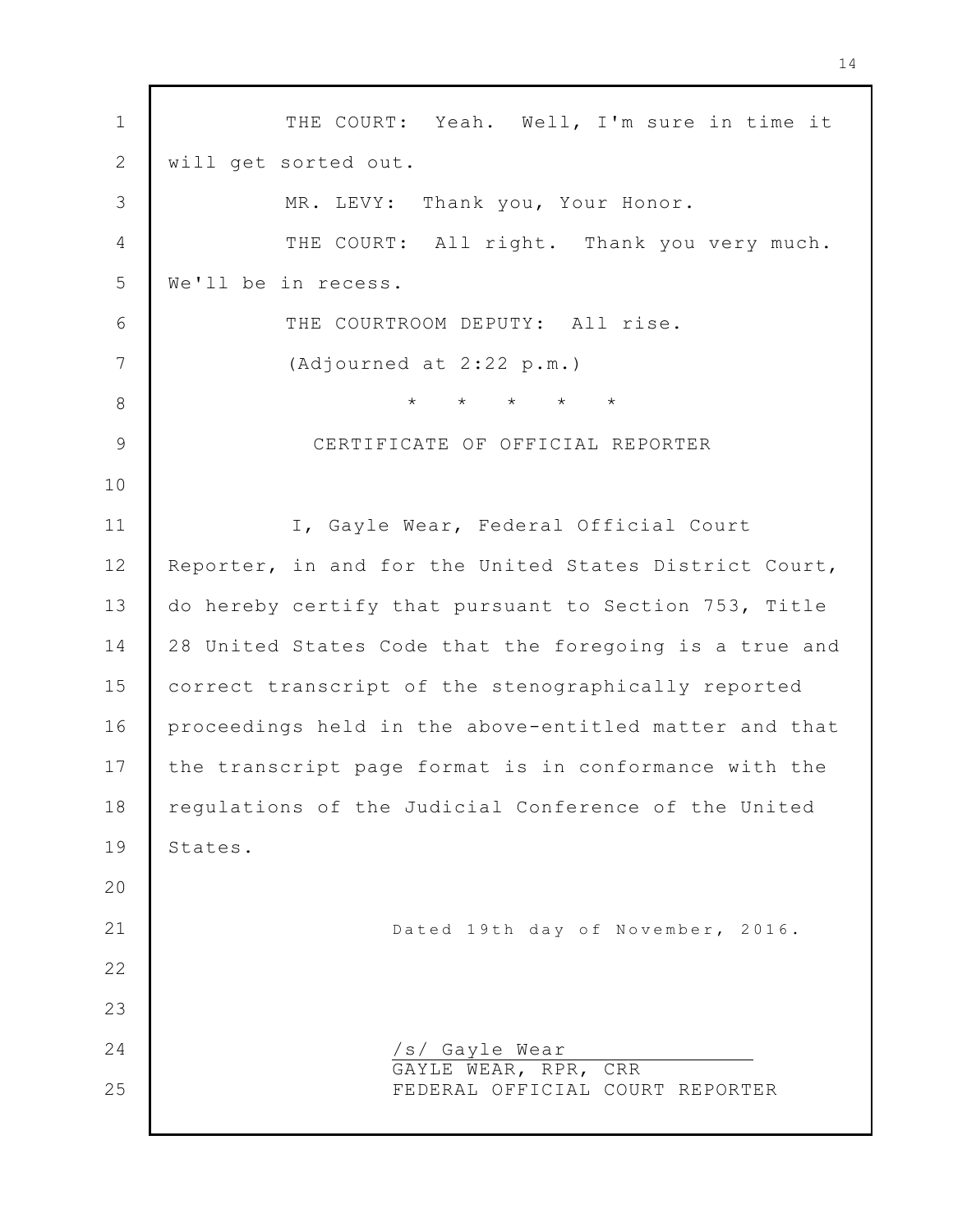THE COURT: Yeah. Well, I'm sure in time it will get sorted out.

MR. LEVY: Thank you, Your Honor.

THE COURT: All right. Thank you very much. We'll be in recess.

THE COURTROOM DEPUTY: All rise.

(Adjourned at 2:22 p.m.)

\* \* \* \* \*

CERTIFICATE OF OFFICIAL REPORTER

I, Gayle Wear, Federal Official Court Reporter, in and for the United States District Court, do hereby certify that pursuant to Section 753, Title 28 United States Code that the foregoing is a true and correct transcript of the stenographically reported proceedings held in the above-entitled matter and that the transcript page format is in conformance with the regulations of the Judicial Conference of the United States.

Dated 19th day of November, 2016.

/s/ Gayle Wear
GAYLE WEAR, RPR, CRR
FEDERAL OFFICIAL COURT REPORTER